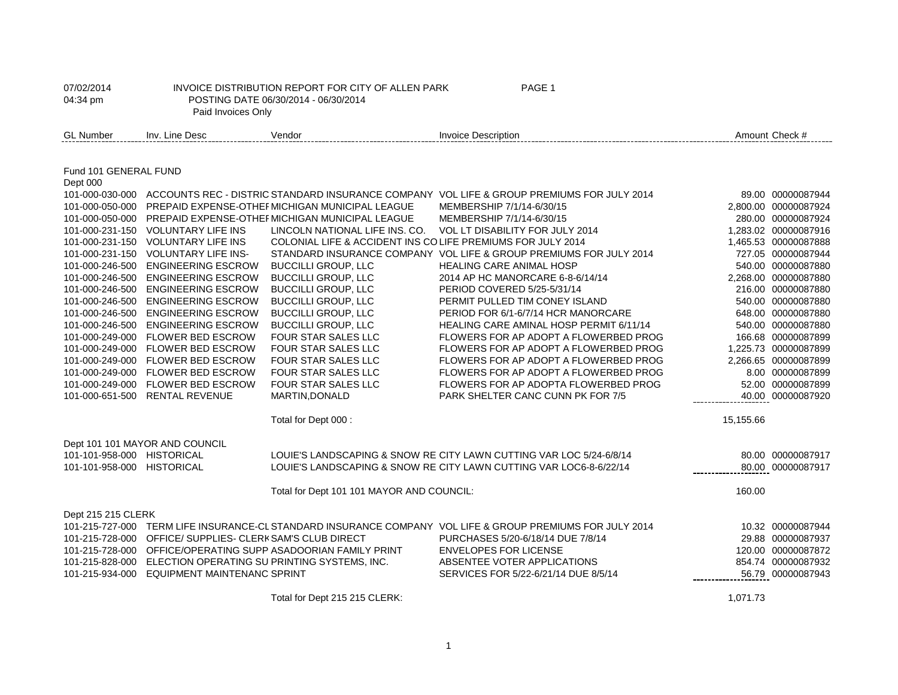07/02/2014 INVOICE DISTRIBUTION REPORT FOR CITY OF ALLEN PARK
04:34 pm POSTING DATE 06/30/2014 - 06/30/2014
Paid Invoices Only

| GL Number | Inv. Line Desc | Vendor | Invoice Description | Amount | Check # |
|---|---|---|---|---|---|
| **Fund 101 GENERAL FUND** | | | | | |
| Dept 000 | | | | | |
| 101-000-030-000 | ACCOUNTS REC - DISTRIC | STANDARD INSURANCE COMPANY | VOL LIFE & GROUP PREMIUMS FOR JULY 2014 | 89.00 | 00000087944 |
| 101-000-050-000 | PREPAID EXPENSE-OTHEI | MICHIGAN MUNICIPAL LEAGUE | MEMBERSHIP 7/1/14-6/30/15 | 2,800.00 | 00000087924 |
| 101-000-050-000 | PREPAID EXPENSE-OTHEI | MICHIGAN MUNICIPAL LEAGUE | MEMBERSHIP 7/1/14-6/30/15 | 280.00 | 00000087924 |
| 101-000-231-150 | VOLUNTARY LIFE INS | LINCOLN NATIONAL LIFE INS. CO. | VOL LT DISABILITY FOR JULY 2014 | 1,283.02 | 00000087916 |
| 101-000-231-150 | VOLUNTARY LIFE INS | COLONIAL LIFE & ACCIDENT INS CO | LIFE PREMIUMS FOR JULY 2014 | 1,465.53 | 00000087888 |
| 101-000-231-150 | VOLUNTARY LIFE INS- | STANDARD INSURANCE COMPANY | VOL LIFE & GROUP PREMIUMS FOR JULY 2014 | 727.05 | 00000087944 |
| 101-000-246-500 | ENGINEERING ESCROW | BUCCILLI GROUP, LLC | HEALING CARE ANIMAL HOSP | 540.00 | 00000087880 |
| 101-000-246-500 | ENGINEERING ESCROW | BUCCILLI GROUP, LLC | 2014 AP HC MANORCARE 6-8-6/14/14 | 2,268.00 | 00000087880 |
| 101-000-246-500 | ENGINEERING ESCROW | BUCCILLI GROUP, LLC | PERIOD COVERED 5/25-5/31/14 | 216.00 | 00000087880 |
| 101-000-246-500 | ENGINEERING ESCROW | BUCCILLI GROUP, LLC | PERMIT PULLED TIM CONEY ISLAND | 540.00 | 00000087880 |
| 101-000-246-500 | ENGINEERING ESCROW | BUCCILLI GROUP, LLC | PERIOD FOR 6/1-6/7/14 HCR MANORCARE | 648.00 | 00000087880 |
| 101-000-246-500 | ENGINEERING ESCROW | BUCCILLI GROUP, LLC | HEALING CARE AMINAL HOSP PERMIT 6/11/14 | 540.00 | 00000087880 |
| 101-000-249-000 | FLOWER BED ESCROW | FOUR STAR SALES LLC | FLOWERS FOR AP ADOPT A FLOWERBED PROG | 166.68 | 00000087899 |
| 101-000-249-000 | FLOWER BED ESCROW | FOUR STAR SALES LLC | FLOWERS FOR AP ADOPT A FLOWERBED PROG | 1,225.73 | 00000087899 |
| 101-000-249-000 | FLOWER BED ESCROW | FOUR STAR SALES LLC | FLOWERS FOR AP ADOPT A FLOWERBED PROG | 2,266.65 | 00000087899 |
| 101-000-249-000 | FLOWER BED ESCROW | FOUR STAR SALES LLC | FLOWERS FOR AP ADOPT A FLOWERBED PROG | 8.00 | 00000087899 |
| 101-000-249-000 | FLOWER BED ESCROW | FOUR STAR SALES LLC | FLOWERS FOR AP ADOPTA FLOWERBED PROG | 52.00 | 00000087899 |
| 101-000-651-500 | RENTAL REVENUE | MARTIN,DONALD | PARK SHELTER CANC CUNN PK FOR 7/5 | 40.00 | 00000087920 |
| | | Total for Dept 000 : | | 15,155.66 | |
| Dept 101 101 MAYOR AND COUNCIL | | | | | |
| 101-101-958-000 | HISTORICAL | LOUIE'S LANDSCAPING & SNOW RE | CITY LAWN CUTTING VAR LOC 5/24-6/8/14 | 80.00 | 00000087917 |
| 101-101-958-000 | HISTORICAL | LOUIE'S LANDSCAPING & SNOW RE | CITY LAWN CUTTING VAR LOC6-8-6/22/14 | 80.00 | 00000087917 |
| | | Total for Dept 101 101 MAYOR AND COUNCIL: | | 160.00 | |
| Dept 215 215 CLERK | | | | | |
| 101-215-727-000 | TERM LIFE INSURANCE-CL | STANDARD INSURANCE COMPANY | VOL LIFE & GROUP PREMIUMS FOR JULY 2014 | 10.32 | 00000087944 |
| 101-215-728-000 | OFFICE/ SUPPLIES- CLERK | SAM'S CLUB DIRECT | PURCHASES 5/20-6/18/14 DUE 7/8/14 | 29.88 | 00000087937 |
| 101-215-728-000 | OFFICE/OPERATING SUPP | ASADOORIAN FAMILY PRINT | ENVELOPES FOR LICENSE | 120.00 | 00000087872 |
| 101-215-828-000 | ELECTION OPERATING SU | PRINTING SYSTEMS, INC. | ABSENTEE VOTER APPLICATIONS | 854.74 | 00000087932 |
| 101-215-934-000 | EQUIPMENT MAINTENANC | SPRINT | SERVICES FOR 5/22-6/21/14 DUE 8/5/14 | 56.79 | 00000087943 |
| | | Total for Dept 215 215 CLERK: | | 1,071.73 | |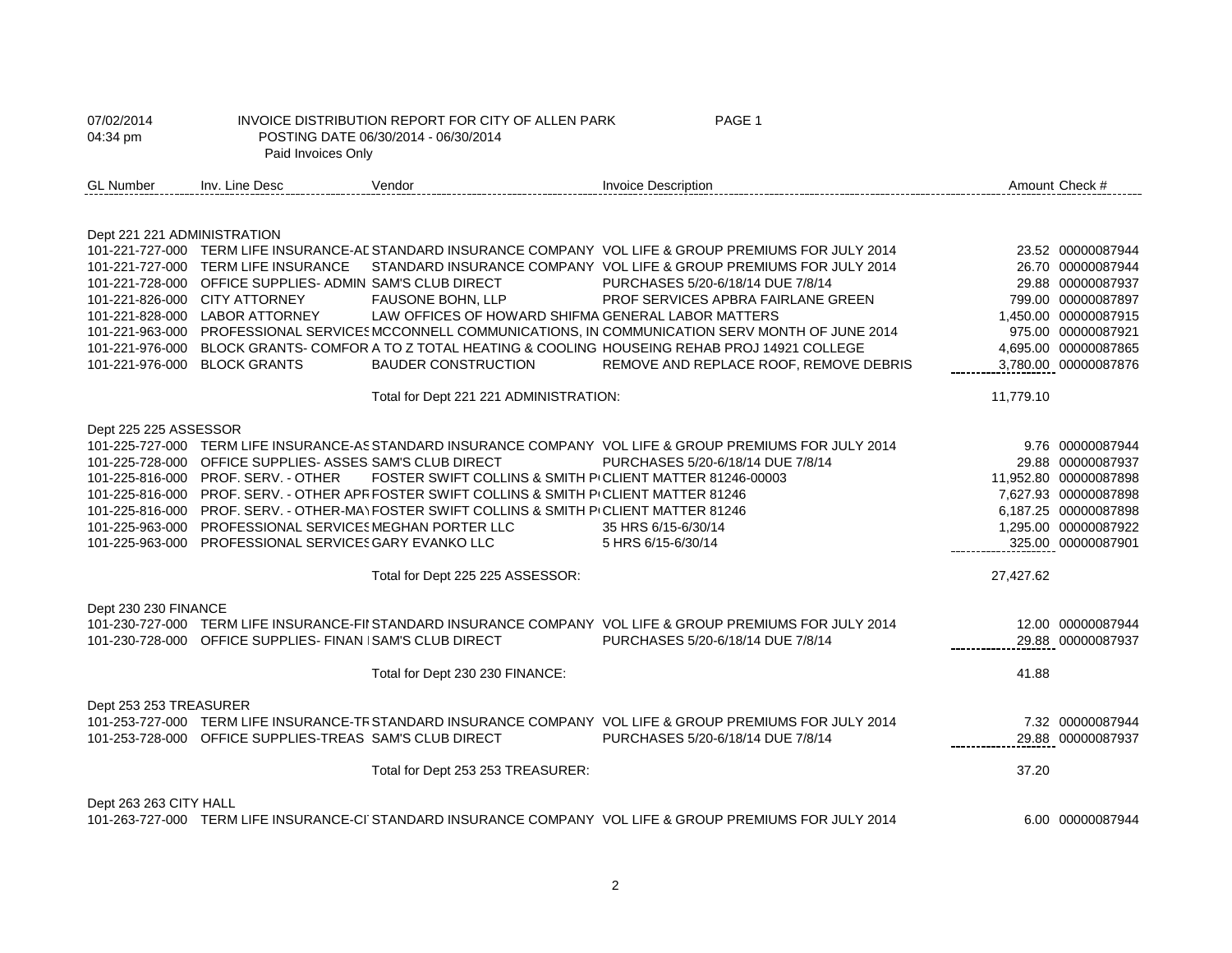07/02/2014 04:34 pm

INVOICE DISTRIBUTION REPORT FOR CITY OF ALLEN PARK
POSTING DATE 06/30/2014 - 06/30/2014
Paid Invoices Only

| GL Number | Inv. Line Desc | Vendor | Invoice Description | Amount | Check # |
|---|---|---|---|---|---|
| **Dept 221 221 ADMINISTRATION** | | | | | |
| 101-221-727-000 | TERM LIFE INSURANCE-AI | STANDARD INSURANCE COMPANY | VOL LIFE & GROUP PREMIUMS FOR JULY 2014 | 23.52 | 00000087944 |
| 101-221-727-000 | TERM LIFE INSURANCE | STANDARD INSURANCE COMPANY | VOL LIFE & GROUP PREMIUMS FOR JULY 2014 | 26.70 | 00000087944 |
| 101-221-728-000 | OFFICE SUPPLIES- ADMIN | SAM'S CLUB DIRECT | PURCHASES 5/20-6/18/14 DUE 7/8/14 | 29.88 | 00000087937 |
| 101-221-826-000 | CITY ATTORNEY | FAUSONE BOHN, LLP | PROF SERVICES APBRA FAIRLANE GREEN | 799.00 | 00000087897 |
| 101-221-828-000 | LABOR ATTORNEY | LAW OFFICES OF HOWARD SHIFMA | GENERAL LABOR MATTERS | 1,450.00 | 00000087915 |
| 101-221-963-000 | PROFESSIONAL SERVICES | MCCONNELL COMMUNICATIONS, IN | COMMUNICATION SERV MONTH OF JUNE 2014 | 975.00 | 00000087921 |
| 101-221-976-000 | BLOCK GRANTS- COMFOR | A TO Z TOTAL HEATING & COOLING | HOUSEING REHAB PROJ 14921 COLLEGE | 4,695.00 | 00000087865 |
| 101-221-976-000 | BLOCK GRANTS | BAUDER CONSTRUCTION | REMOVE AND REPLACE ROOF, REMOVE DEBRIS | 3,780.00 | 00000087876 |
| | | Total for Dept 221 221 ADMINISTRATION: | | 11,779.10 | |
| **Dept 225 225 ASSESSOR** | | | | | |
| 101-225-727-000 | TERM LIFE INSURANCE-AS | STANDARD INSURANCE COMPANY | VOL LIFE & GROUP PREMIUMS FOR JULY 2014 | 9.76 | 00000087944 |
| 101-225-728-000 | OFFICE SUPPLIES- ASSES | SAM'S CLUB DIRECT | PURCHASES 5/20-6/18/14 DUE 7/8/14 | 29.88 | 00000087937 |
| 101-225-816-000 | PROF. SERV. - OTHER | FOSTER SWIFT COLLINS & SMITH P | CLIENT MATTER 81246-00003 | 11,952.80 | 00000087898 |
| 101-225-816-000 | PROF. SERV. - OTHER APR | FOSTER SWIFT COLLINS & SMITH P | CLIENT MATTER 81246 | 7,627.93 | 00000087898 |
| 101-225-816-000 | PROF. SERV. - OTHER-MAY | FOSTER SWIFT COLLINS & SMITH P | CLIENT MATTER 81246 | 6,187.25 | 00000087898 |
| 101-225-963-000 | PROFESSIONAL SERVICES | MEGHAN PORTER LLC | 35 HRS 6/15-6/30/14 | 1,295.00 | 00000087922 |
| 101-225-963-000 | PROFESSIONAL SERVICES | GARY EVANKO LLC | 5 HRS 6/15-6/30/14 | 325.00 | 00000087901 |
| | | Total for Dept 225 225 ASSESSOR: | | 27,427.62 | |
| **Dept 230 230 FINANCE** | | | | | |
| 101-230-727-000 | TERM LIFE INSURANCE-FI | STANDARD INSURANCE COMPANY | VOL LIFE & GROUP PREMIUMS FOR JULY 2014 | 12.00 | 00000087944 |
| 101-230-728-000 | OFFICE SUPPLIES- FINAN | SAM'S CLUB DIRECT | PURCHASES 5/20-6/18/14 DUE 7/8/14 | 29.88 | 00000087937 |
| | | Total for Dept 230 230 FINANCE: | | 41.88 | |
| **Dept 253 253 TREASURER** | | | | | |
| 101-253-727-000 | TERM LIFE INSURANCE-TR | STANDARD INSURANCE COMPANY | VOL LIFE & GROUP PREMIUMS FOR JULY 2014 | 7.32 | 00000087944 |
| 101-253-728-000 | OFFICE SUPPLIES-TREAS | SAM'S CLUB DIRECT | PURCHASES 5/20-6/18/14 DUE 7/8/14 | 29.88 | 00000087937 |
| | | Total for Dept 253 253 TREASURER: | | 37.20 | |
| **Dept 263 263 CITY HALL** | | | | | |
| 101-263-727-000 | TERM LIFE INSURANCE-CI | STANDARD INSURANCE COMPANY | VOL LIFE & GROUP PREMIUMS FOR JULY 2014 | 6.00 | 00000087944 |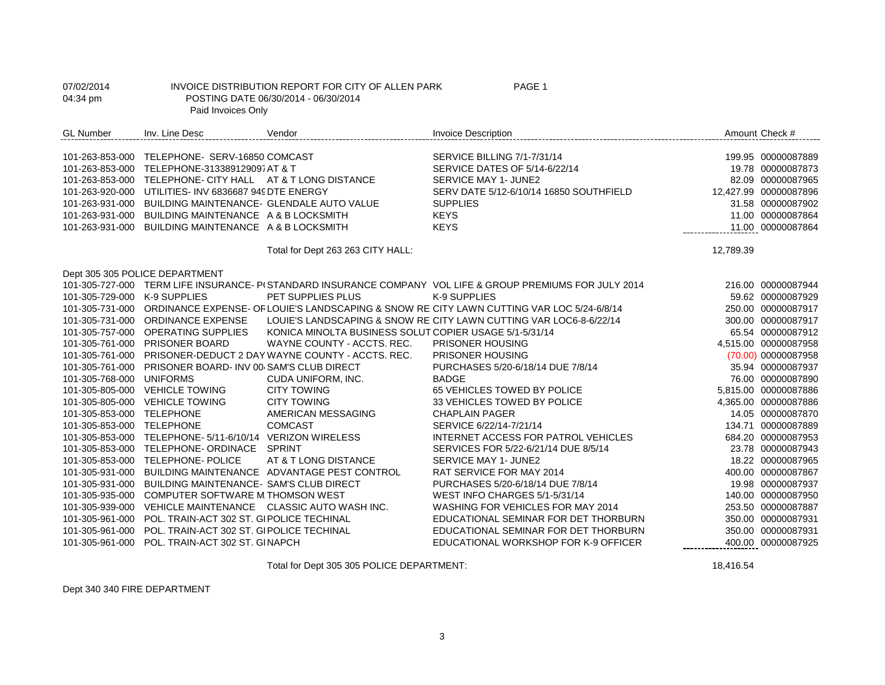07/02/2014 INVOICE DISTRIBUTION REPORT FOR CITY OF ALLEN PARK PAGE 1
04:34 pm POSTING DATE 06/30/2014 - 06/30/2014
Paid Invoices Only

| GL Number | Inv. Line Desc | Vendor | Invoice Description | Amount | Check # |
|---|---|---|---|---|---|
| 101-263-853-000 | TELEPHONE- SERV-16850 | COMCAST | SERVICE BILLING 7/1-7/31/14 | 199.95 | 00000087889 |
| 101-263-853-000 | TELEPHONE-313389129097 | AT & T | SERVICE DATES OF 5/14-6/22/14 | 19.78 | 00000087873 |
| 101-263-853-000 | TELEPHONE- CITY HALL | AT & T LONG DISTANCE | SERVICE MAY 1- JUNE2 | 82.09 | 00000087965 |
| 101-263-920-000 | UTILITIES- INV 6836687 949 | DTE ENERGY | SERV DATE 5/12-6/10/14 16850 SOUTHFIELD | 12,427.99 | 00000087896 |
| 101-263-931-000 | BUILDING MAINTENANCE- | GLENDALE AUTO VALUE | SUPPLIES | 31.58 | 00000087902 |
| 101-263-931-000 | BUILDING MAINTENANCE | A & B LOCKSMITH | KEYS | 11.00 | 00000087864 |
| 101-263-931-000 | BUILDING MAINTENANCE | A & B LOCKSMITH | KEYS | 11.00 | 00000087864 |
| | | Total for Dept 263 263 CITY HALL: | | 12,789.39 | |
| Dept 305 305 POLICE DEPARTMENT | | | | | |
| 101-305-727-000 | TERM LIFE INSURANCE- PO | STANDARD INSURANCE COMPANY | VOL LIFE & GROUP PREMIUMS FOR JULY 2014 | 216.00 | 00000087944 |
| 101-305-729-000 | K-9 SUPPLIES | PET SUPPLIES PLUS | K-9 SUPPLIES | 59.62 | 00000087929 |
| 101-305-731-000 | ORDINANCE EXPENSE- OF | LOUIE'S LANDSCAPING & SNOW RE | CITY LAWN CUTTING VAR LOC 5/24-6/8/14 | 250.00 | 00000087917 |
| 101-305-731-000 | ORDINANCE EXPENSE | LOUIE'S LANDSCAPING & SNOW RE | CITY LAWN CUTTING VAR LOC6-8-6/22/14 | 300.00 | 00000087917 |
| 101-305-757-000 | OPERATING SUPPLIES | KONICA MINOLTA BUSINESS SOLUT | COPIER USAGE 5/1-5/31/14 | 65.54 | 00000087912 |
| 101-305-761-000 | PRISONER BOARD | WAYNE COUNTY - ACCTS. REC. | PRISONER HOUSING | 4,515.00 | 00000087958 |
| 101-305-761-000 | PRISONER-DEDUCT 2 DAY | WAYNE COUNTY - ACCTS. REC. | PRISONER HOUSING | (70.00) | 00000087958 |
| 101-305-761-000 | PRISONER BOARD- INV 00 | SAM'S CLUB DIRECT | PURCHASES 5/20-6/18/14 DUE 7/8/14 | 35.94 | 00000087937 |
| 101-305-768-000 | UNIFORMS | CUDA UNIFORM, INC. | BADGE | 76.00 | 00000087890 |
| 101-305-805-000 | VEHICLE TOWING | CITY TOWING | 65 VEHICLES TOWED BY POLICE | 5,815.00 | 00000087886 |
| 101-305-805-000 | VEHICLE TOWING | CITY TOWING | 33 VEHICLES TOWED BY POLICE | 4,365.00 | 00000087886 |
| 101-305-853-000 | TELEPHONE | AMERICAN MESSAGING | CHAPLAIN PAGER | 14.05 | 00000087870 |
| 101-305-853-000 | TELEPHONE | COMCAST | SERVICE 6/22/14-7/21/14 | 134.71 | 00000087889 |
| 101-305-853-000 | TELEPHONE- 5/11-6/10/14 | VERIZON WIRELESS | INTERNET ACCESS FOR PATROL VEHICLES | 684.20 | 00000087953 |
| 101-305-853-000 | TELEPHONE- ORDINACE | SPRINT | SERVICES FOR 5/22-6/21/14 DUE 8/5/14 | 23.78 | 00000087943 |
| 101-305-853-000 | TELEPHONE- POLICE | AT & T LONG DISTANCE | SERVICE MAY 1- JUNE2 | 18.22 | 00000087965 |
| 101-305-931-000 | BUILDING MAINTENANCE | ADVANTAGE PEST CONTROL | RAT SERVICE FOR MAY 2014 | 400.00 | 00000087867 |
| 101-305-931-000 | BUILDING MAINTENANCE- | SAM'S CLUB DIRECT | PURCHASES 5/20-6/18/14 DUE 7/8/14 | 19.98 | 00000087937 |
| 101-305-935-000 | COMPUTER SOFTWARE M | THOMSON WEST | WEST INFO CHARGES 5/1-5/31/14 | 140.00 | 00000087950 |
| 101-305-939-000 | VEHICLE MAINTENANCE | CLASSIC AUTO WASH INC. | WASHING FOR VEHICLES FOR MAY 2014 | 253.50 | 00000087887 |
| 101-305-961-000 | POL. TRAIN-ACT 302 ST. GI | POLICE TECHINAL | EDUCATIONAL SEMINAR FOR DET THORBURN | 350.00 | 00000087931 |
| 101-305-961-000 | POL. TRAIN-ACT 302 ST. GI | POLICE TECHINAL | EDUCATIONAL SEMINAR FOR DET THORBURN | 350.00 | 00000087931 |
| 101-305-961-000 | POL. TRAIN-ACT 302 ST. GI | NAPCH | EDUCATIONAL WORKSHOP FOR K-9 OFFICER | 400.00 | 00000087925 |
| | | Total for Dept 305 305 POLICE DEPARTMENT: | | 18,416.54 | |

Dept 340 340 FIRE DEPARTMENT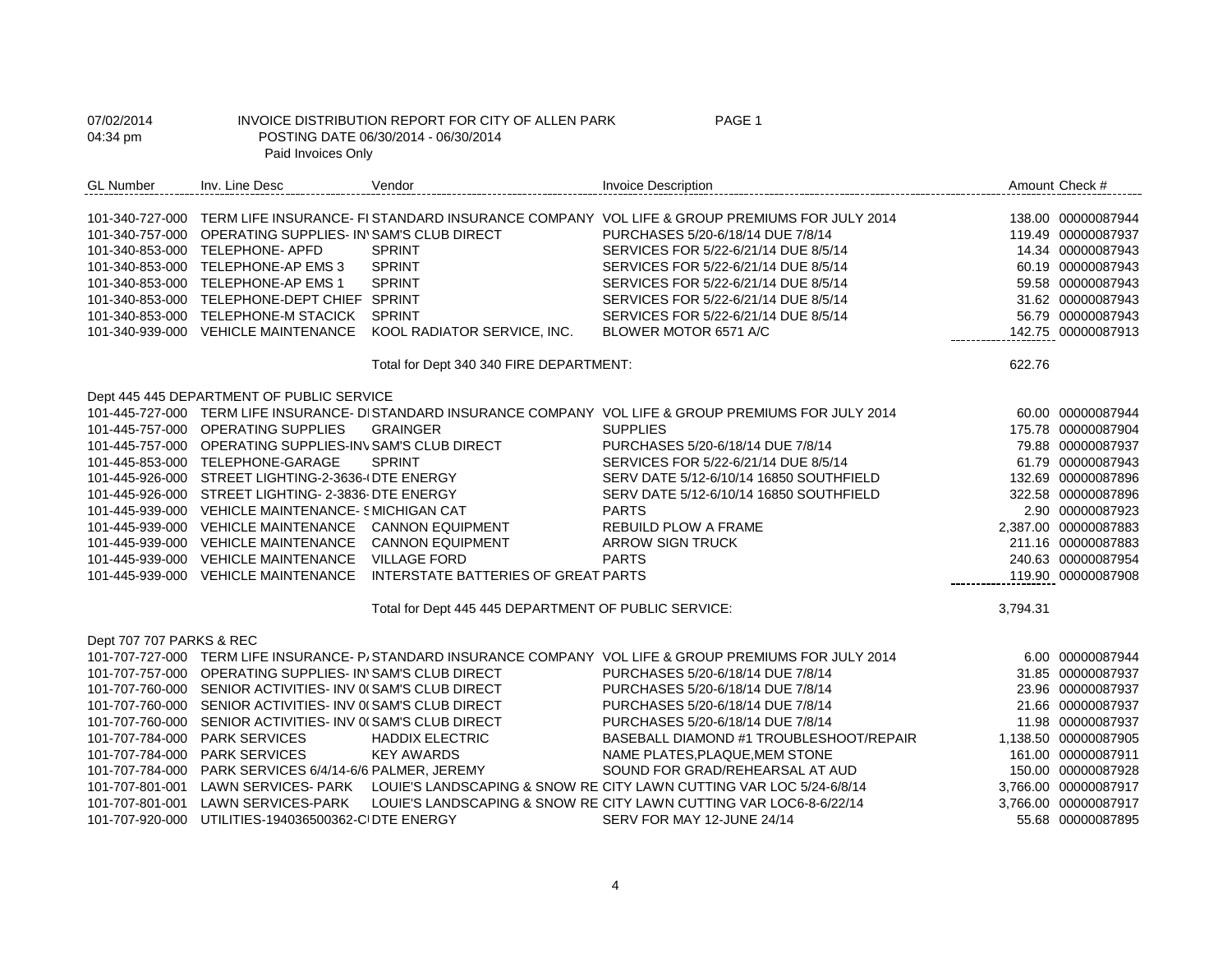07/02/2014 INVOICE DISTRIBUTION REPORT FOR CITY OF ALLEN PARK PAGE 1
04:34 pm POSTING DATE 06/30/2014 - 06/30/2014
Paid Invoices Only

| GL Number | Inv. Line Desc | Vendor | Invoice Description | Amount | Check # |
|---|---|---|---|---|---|
| 101-340-727-000 | TERM LIFE INSURANCE- FI | STANDARD INSURANCE COMPANY | VOL LIFE & GROUP PREMIUMS FOR JULY 2014 | 138.00 | 00000087944 |
| 101-340-757-000 | OPERATING SUPPLIES- IN\ | SAM'S CLUB DIRECT | PURCHASES 5/20-6/18/14 DUE 7/8/14 | 119.49 | 00000087937 |
| 101-340-853-000 | TELEPHONE- APFD | SPRINT | SERVICES FOR 5/22-6/21/14 DUE 8/5/14 | 14.34 | 00000087943 |
| 101-340-853-000 | TELEPHONE-AP EMS 3 | SPRINT | SERVICES FOR 5/22-6/21/14 DUE 8/5/14 | 60.19 | 00000087943 |
| 101-340-853-000 | TELEPHONE-AP EMS 1 | SPRINT | SERVICES FOR 5/22-6/21/14 DUE 8/5/14 | 59.58 | 00000087943 |
| 101-340-853-000 | TELEPHONE-DEPT CHIEF | SPRINT | SERVICES FOR 5/22-6/21/14 DUE 8/5/14 | 31.62 | 00000087943 |
| 101-340-853-000 | TELEPHONE-M STACICK | SPRINT | SERVICES FOR 5/22-6/21/14 DUE 8/5/14 | 56.79 | 00000087943 |
| 101-340-939-000 | VEHICLE MAINTENANCE | KOOL RADIATOR SERVICE, INC. | BLOWER MOTOR 6571 A/C | 142.75 | 00000087913 |
| | | Total for Dept 340 340 FIRE DEPARTMENT: | | 622.76 | |
| Dept 445 445 DEPARTMENT OF PUBLIC SERVICE | | | | | |
| 101-445-727-000 | TERM LIFE INSURANCE- DI | STANDARD INSURANCE COMPANY | VOL LIFE & GROUP PREMIUMS FOR JULY 2014 | 60.00 | 00000087944 |
| 101-445-757-000 | OPERATING SUPPLIES | GRAINGER | SUPPLIES | 175.78 | 00000087904 |
| 101-445-757-000 | OPERATING SUPPLIES-IN\ | SAM'S CLUB DIRECT | PURCHASES 5/20-6/18/14 DUE 7/8/14 | 79.88 | 00000087937 |
| 101-445-853-000 | TELEPHONE-GARAGE | SPRINT | SERVICES FOR 5/22-6/21/14 DUE 8/5/14 | 61.79 | 00000087943 |
| 101-445-926-000 | STREET LIGHTING-2-3636-( | DTE ENERGY | SERV DATE 5/12-6/10/14 16850 SOUTHFIELD | 132.69 | 00000087896 |
| 101-445-926-000 | STREET LIGHTING- 2-3836- | DTE ENERGY | SERV DATE 5/12-6/10/14 16850 SOUTHFIELD | 322.58 | 00000087896 |
| 101-445-939-000 | VEHICLE MAINTENANCE- S | MICHIGAN CAT | PARTS | 2.90 | 00000087923 |
| 101-445-939-000 | VEHICLE MAINTENANCE | CANNON EQUIPMENT | REBUILD PLOW A FRAME | 2,387.00 | 00000087883 |
| 101-445-939-000 | VEHICLE MAINTENANCE | CANNON EQUIPMENT | ARROW SIGN TRUCK | 211.16 | 00000087883 |
| 101-445-939-000 | VEHICLE MAINTENANCE | VILLAGE FORD | PARTS | 240.63 | 00000087954 |
| 101-445-939-000 | VEHICLE MAINTENANCE | INTERSTATE BATTERIES OF GREAT | PARTS | 119.90 | 00000087908 |
| | | Total for Dept 445 445 DEPARTMENT OF PUBLIC SERVICE: | | 3,794.31 | |
| Dept 707 707 PARKS & REC | | | | | |
| 101-707-727-000 | TERM LIFE INSURANCE- P/ | STANDARD INSURANCE COMPANY | VOL LIFE & GROUP PREMIUMS FOR JULY 2014 | 6.00 | 00000087944 |
| 101-707-757-000 | OPERATING SUPPLIES- IN\ | SAM'S CLUB DIRECT | PURCHASES 5/20-6/18/14 DUE 7/8/14 | 31.85 | 00000087937 |
| 101-707-760-000 | SENIOR ACTIVITIES- INV 0( | SAM'S CLUB DIRECT | PURCHASES 5/20-6/18/14 DUE 7/8/14 | 23.96 | 00000087937 |
| 101-707-760-000 | SENIOR ACTIVITIES- INV 0( | SAM'S CLUB DIRECT | PURCHASES 5/20-6/18/14 DUE 7/8/14 | 21.66 | 00000087937 |
| 101-707-760-000 | SENIOR ACTIVITIES- INV 0( | SAM'S CLUB DIRECT | PURCHASES 5/20-6/18/14 DUE 7/8/14 | 11.98 | 00000087937 |
| 101-707-784-000 | PARK SERVICES | HADDIX ELECTRIC | BASEBALL DIAMOND #1 TROUBLESHOOT/REPAIR | 1,138.50 | 00000087905 |
| 101-707-784-000 | PARK SERVICES | KEY AWARDS | NAME PLATES,PLAQUE,MEM STONE | 161.00 | 00000087911 |
| 101-707-784-000 | PARK SERVICES 6/4/14-6/6 | PALMER, JEREMY | SOUND FOR GRAD/REHEARSAL AT AUD | 150.00 | 00000087928 |
| 101-707-801-001 | LAWN SERVICES- PARK | LOUIE'S LANDSCAPING & SNOW RE | CITY LAWN CUTTING VAR LOC 5/24-6/8/14 | 3,766.00 | 00000087917 |
| 101-707-801-001 | LAWN SERVICES-PARK | LOUIE'S LANDSCAPING & SNOW RE | CITY LAWN CUTTING VAR LOC6-8-6/22/14 | 3,766.00 | 00000087917 |
| 101-707-920-000 | UTILITIES-194036500362-C | DTE ENERGY | SERV FOR MAY 12-JUNE 24/14 | 55.68 | 00000087895 |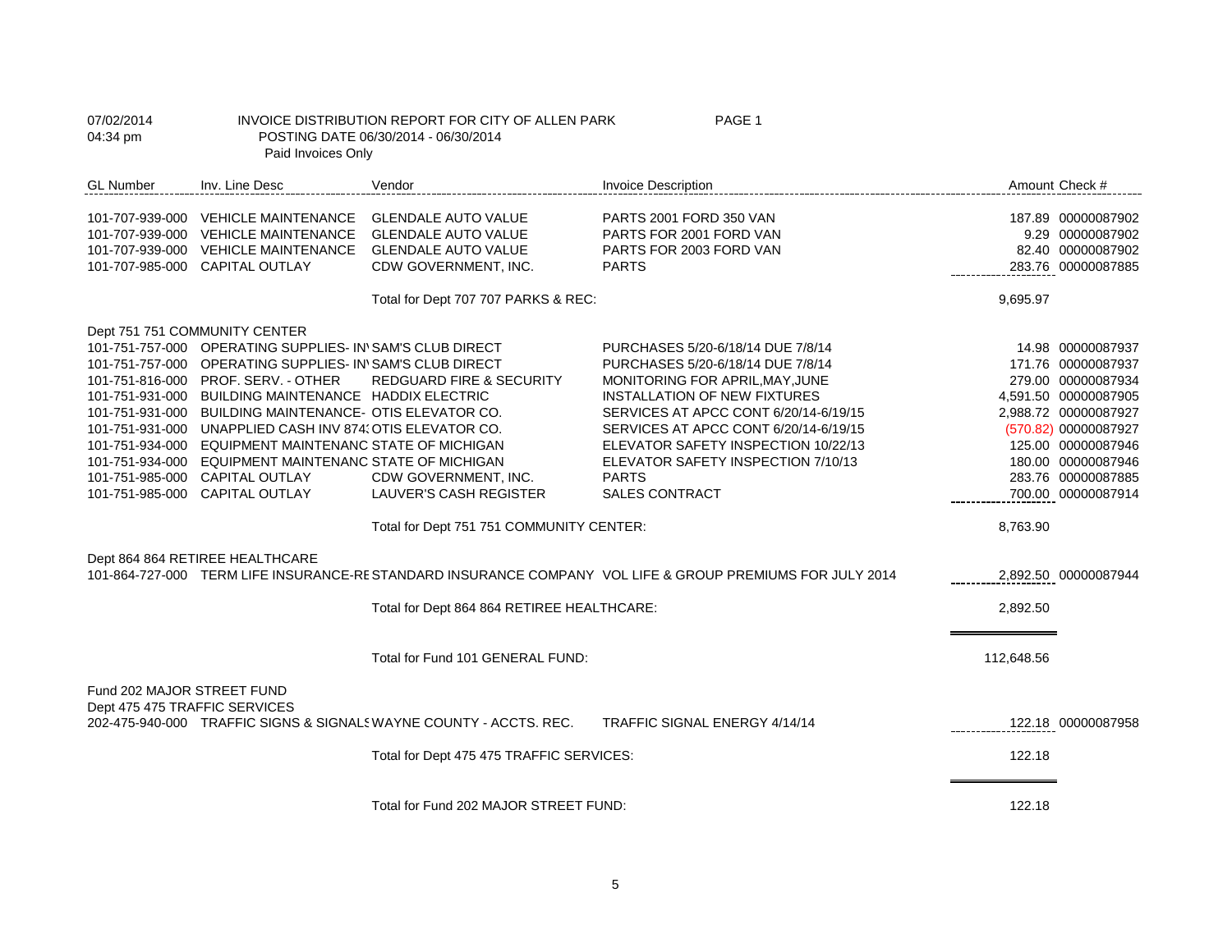07/02/2014 INVOICE DISTRIBUTION REPORT FOR CITY OF ALLEN PARK PAGE 1
04:34 pm POSTING DATE 06/30/2014 - 06/30/2014
Paid Invoices Only

| GL Number | Inv. Line Desc | Vendor | Invoice Description | Amount | Check # |
|---|---|---|---|---|---|
| 101-707-939-000 | VEHICLE MAINTENANCE | GLENDALE AUTO VALUE | PARTS 2001 FORD 350 VAN | 187.89 | 00000087902 |
| 101-707-939-000 | VEHICLE MAINTENANCE | GLENDALE AUTO VALUE | PARTS FOR 2001 FORD VAN | 9.29 | 00000087902 |
| 101-707-939-000 | VEHICLE MAINTENANCE | GLENDALE AUTO VALUE | PARTS FOR 2003 FORD VAN | 82.40 | 00000087902 |
| 101-707-985-000 | CAPITAL OUTLAY | CDW GOVERNMENT, INC. | PARTS | 283.76 | 00000087885 |
| | | Total for Dept 707 707 PARKS & REC: | | 9,695.97 | |
| Dept 751 751 COMMUNITY CENTER | | | | | |
| 101-751-757-000 | OPERATING SUPPLIES- INV | SAM'S CLUB DIRECT | PURCHASES 5/20-6/18/14 DUE 7/8/14 | 14.98 | 00000087937 |
| 101-751-757-000 | OPERATING SUPPLIES- INV | SAM'S CLUB DIRECT | PURCHASES 5/20-6/18/14 DUE 7/8/14 | 171.76 | 00000087937 |
| 101-751-816-000 | PROF. SERV. - OTHER | REDGUARD FIRE & SECURITY | MONITORING FOR APRIL,MAY,JUNE | 279.00 | 00000087934 |
| 101-751-931-000 | BUILDING MAINTENANCE | HADDIX ELECTRIC | INSTALLATION OF NEW FIXTURES | 4,591.50 | 00000087905 |
| 101-751-931-000 | BUILDING MAINTENANCE- | OTIS ELEVATOR CO. | SERVICES AT APCC CONT 6/20/14-6/19/15 | 2,988.72 | 00000087927 |
| 101-751-931-000 | UNAPPLIED CASH INV 874 | OTIS ELEVATOR CO. | SERVICES AT APCC CONT 6/20/14-6/19/15 | (570.82) | 00000087927 |
| 101-751-934-000 | EQUIPMENT MAINTENANC | STATE OF MICHIGAN | ELEVATOR SAFETY INSPECTION 10/22/13 | 125.00 | 00000087946 |
| 101-751-934-000 | EQUIPMENT MAINTENANC | STATE OF MICHIGAN | ELEVATOR SAFETY INSPECTION 7/10/13 | 180.00 | 00000087946 |
| 101-751-985-000 | CAPITAL OUTLAY | CDW GOVERNMENT, INC. | PARTS | 283.76 | 00000087885 |
| 101-751-985-000 | CAPITAL OUTLAY | LAUVER'S CASH REGISTER | SALES CONTRACT | 700.00 | 00000087914 |
| | | Total for Dept 751 751 COMMUNITY CENTER: | | 8,763.90 | |
| Dept 864 864 RETIREE HEALTHCARE | | | | | |
| 101-864-727-000 | TERM LIFE INSURANCE-RE | STANDARD INSURANCE COMPANY | VOL LIFE & GROUP PREMIUMS FOR JULY 2014 | 2,892.50 | 00000087944 |
| | | Total for Dept 864 864 RETIREE HEALTHCARE: | | 2,892.50 | |
| | | Total for Fund 101 GENERAL FUND: | | 112,648.56 | |
| Fund 202 MAJOR STREET FUND | | | | | |
| Dept 475 475 TRAFFIC SERVICES | | | | | |
| 202-475-940-000 | TRAFFIC SIGNS & SIGNALS | WAYNE COUNTY - ACCTS. REC. | TRAFFIC SIGNAL ENERGY 4/14/14 | 122.18 | 00000087958 |
| | | Total for Dept 475 475 TRAFFIC SERVICES: | | 122.18 | |
| | | Total for Fund 202 MAJOR STREET FUND: | | 122.18 | |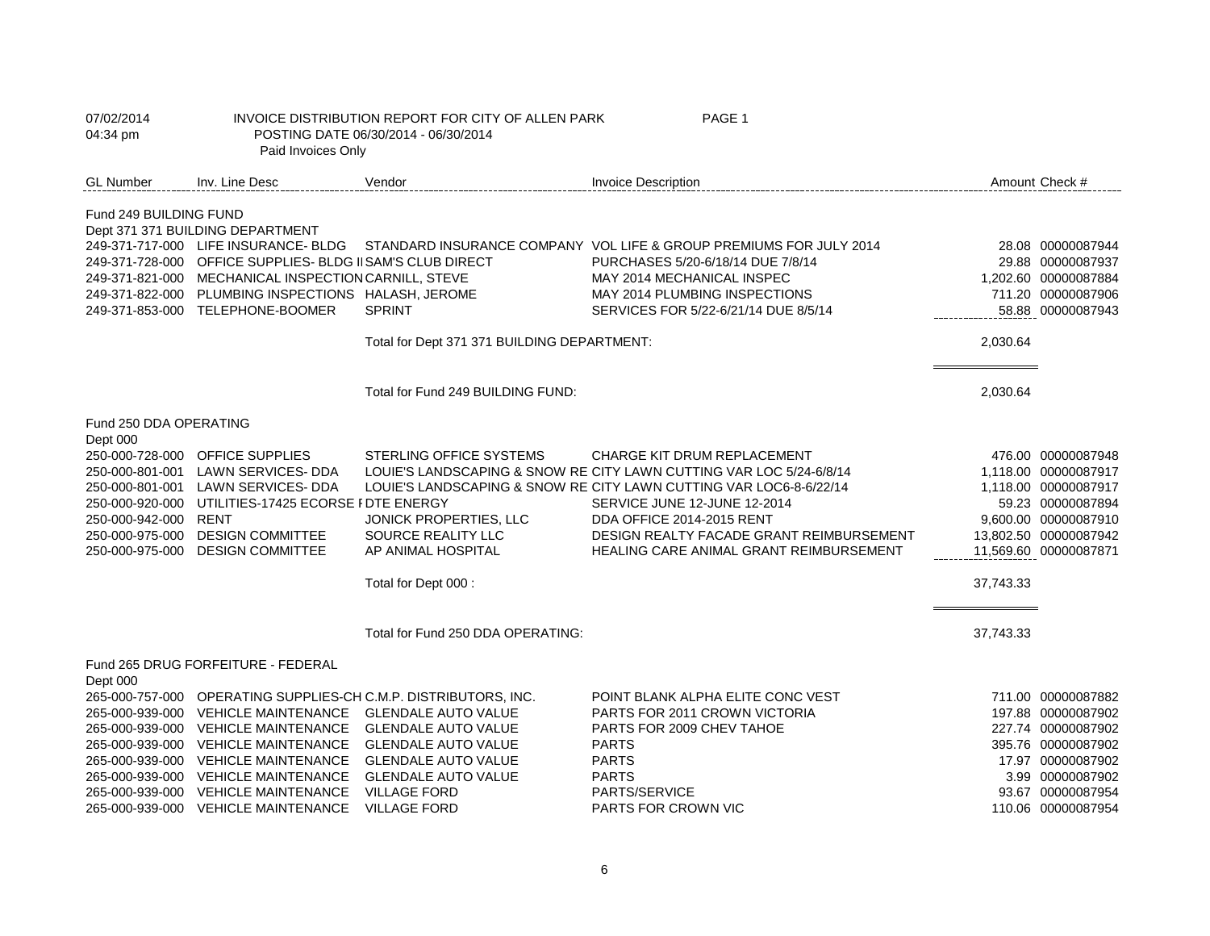07/02/2014 INVOICE DISTRIBUTION REPORT FOR CITY OF ALLEN PARK
04:34 pm POSTING DATE 06/30/2014 - 06/30/2014
Paid Invoices Only

| GL Number | Inv. Line Desc | Vendor | Invoice Description | Amount | Check # |
|---|---|---|---|---|---|
| **Fund 249 BUILDING FUND** | | | | | |
| Dept 371 371 BUILDING DEPARTMENT | | | | | |
| 249-371-717-000 | LIFE INSURANCE- BLDG | STANDARD INSURANCE COMPANY | VOL LIFE & GROUP PREMIUMS FOR JULY 2014 | 28.08 | 00000087944 |
| 249-371-728-000 | OFFICE SUPPLIES- BLDG II | SAM'S CLUB DIRECT | PURCHASES 5/20-6/18/14 DUE 7/8/14 | 29.88 | 00000087937 |
| 249-371-821-000 | MECHANICAL INSPECTION | CARNILL, STEVE | MAY 2014 MECHANICAL INSPEC | 1,202.60 | 00000087884 |
| 249-371-822-000 | PLUMBING INSPECTIONS | HALASH, JEROME | MAY 2014 PLUMBING INSPECTIONS | 711.20 | 00000087906 |
| 249-371-853-000 | TELEPHONE-BOOMER | SPRINT | SERVICES FOR 5/22-6/21/14 DUE 8/5/14 | 58.88 | 00000087943 |
| | | Total for Dept 371 371 BUILDING DEPARTMENT: | | 2,030.64 | |
| | | Total for Fund 249 BUILDING FUND: | | 2,030.64 | |
| **Fund 250 DDA OPERATING** | | | | | |
| Dept 000 | | | | | |
| 250-000-728-000 | OFFICE SUPPLIES | STERLING OFFICE SYSTEMS | CHARGE KIT DRUM REPLACEMENT | 476.00 | 00000087948 |
| 250-000-801-001 | LAWN SERVICES- DDA | LOUIE'S LANDSCAPING & SNOW RE | CITY LAWN CUTTING VAR LOC 5/24-6/8/14 | 1,118.00 | 00000087917 |
| 250-000-801-001 | LAWN SERVICES- DDA | LOUIE'S LANDSCAPING & SNOW RE | CITY LAWN CUTTING VAR LOC6-8-6/22/14 | 1,118.00 | 00000087917 |
| 250-000-920-000 | UTILITIES-17425 ECORSE I | DTE ENERGY | SERVICE JUNE 12-JUNE 12-2014 | 59.23 | 00000087894 |
| 250-000-942-000 | RENT | JONICK PROPERTIES, LLC | DDA OFFICE 2014-2015 RENT | 9,600.00 | 00000087910 |
| 250-000-975-000 | DESIGN COMMITTEE | SOURCE REALITY LLC | DESIGN REALTY FACADE GRANT REIMBURSEMENT | 13,802.50 | 00000087942 |
| 250-000-975-000 | DESIGN COMMITTEE | AP ANIMAL HOSPITAL | HEALING CARE ANIMAL GRANT REIMBURSEMENT | 11,569.60 | 00000087871 |
| | | Total for Dept 000 : | | 37,743.33 | |
| | | Total for Fund 250 DDA OPERATING: | | 37,743.33 | |
| **Fund 265 DRUG FORFEITURE - FEDERAL** | | | | | |
| Dept 000 | | | | | |
| 265-000-757-000 | OPERATING SUPPLIES-CH | C.M.P. DISTRIBUTORS, INC. | POINT BLANK ALPHA ELITE CONC VEST | 711.00 | 00000087882 |
| 265-000-939-000 | VEHICLE MAINTENANCE | GLENDALE AUTO VALUE | PARTS FOR 2011 CROWN VICTORIA | 197.88 | 00000087902 |
| 265-000-939-000 | VEHICLE MAINTENANCE | GLENDALE AUTO VALUE | PARTS FOR 2009 CHEV TAHOE | 227.74 | 00000087902 |
| 265-000-939-000 | VEHICLE MAINTENANCE | GLENDALE AUTO VALUE | PARTS | 395.76 | 00000087902 |
| 265-000-939-000 | VEHICLE MAINTENANCE | GLENDALE AUTO VALUE | PARTS | 17.97 | 00000087902 |
| 265-000-939-000 | VEHICLE MAINTENANCE | GLENDALE AUTO VALUE | PARTS | 3.99 | 00000087902 |
| 265-000-939-000 | VEHICLE MAINTENANCE | VILLAGE FORD | PARTS/SERVICE | 93.67 | 00000087954 |
| 265-000-939-000 | VEHICLE MAINTENANCE | VILLAGE FORD | PARTS FOR CROWN VIC | 110.06 | 00000087954 |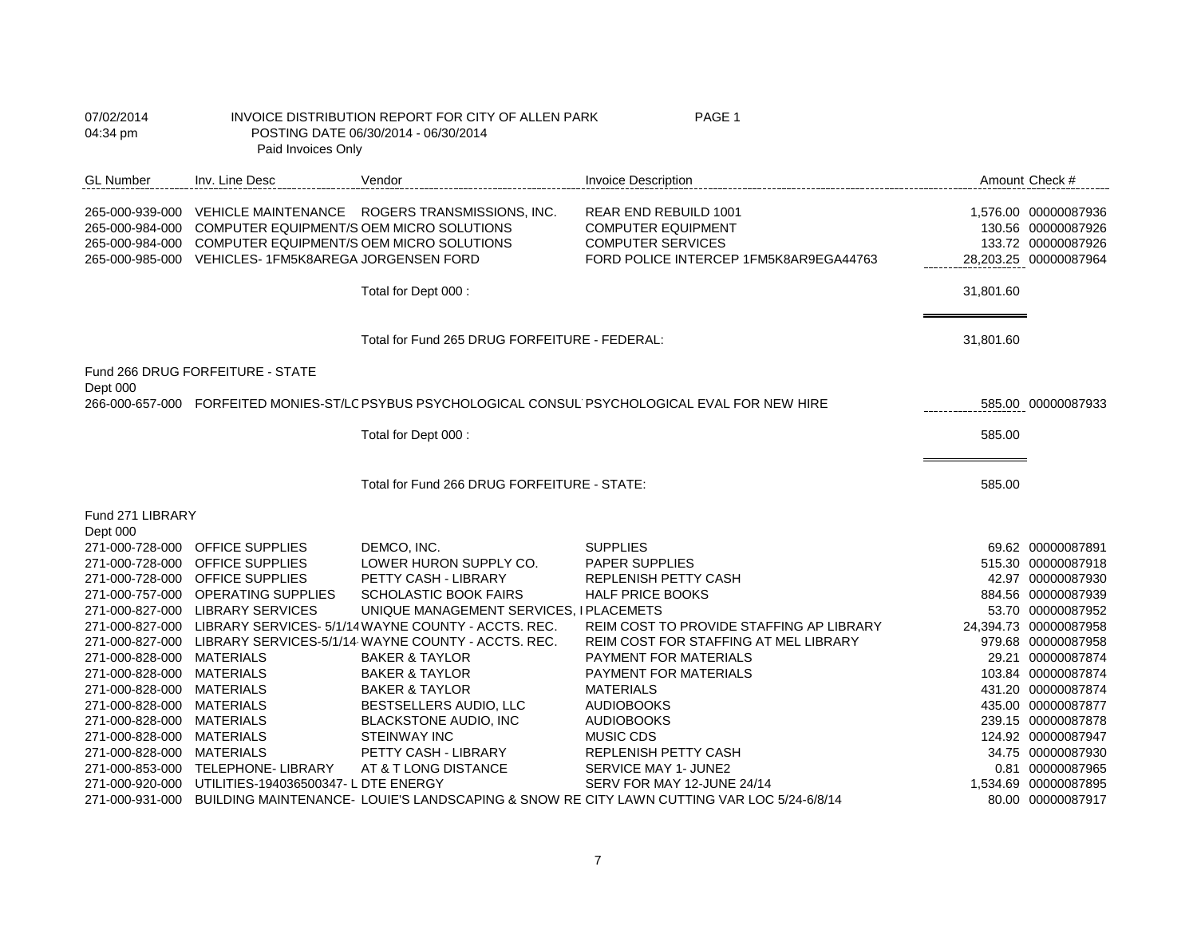07/02/2014 INVOICE DISTRIBUTION REPORT FOR CITY OF ALLEN PARK
04:34 pm POSTING DATE 06/30/2014 - 06/30/2014
Paid Invoices Only

| GL Number | Inv. Line Desc | Vendor | Invoice Description | Amount | Check # |
|---|---|---|---|---|---|
| 265-000-939-000 | VEHICLE MAINTENANCE | ROGERS TRANSMISSIONS, INC. | REAR END REBUILD 1001 | 1,576.00 | 00000087936 |
| 265-000-984-000 | COMPUTER EQUIPMENT/S | OEM MICRO SOLUTIONS | COMPUTER EQUIPMENT | 130.56 | 00000087926 |
| 265-000-984-000 | COMPUTER EQUIPMENT/S | OEM MICRO SOLUTIONS | COMPUTER SERVICES | 133.72 | 00000087926 |
| 265-000-985-000 | VEHICLES- 1FM5K8AREGA | JORGENSEN FORD | FORD POLICE INTERCEP 1FM5K8AR9EGA44763 | 28,203.25 | 00000087964 |
| | | Total for Dept 000 : | | 31,801.60 | |
| | | Total for Fund 265 DRUG FORFEITURE - FEDERAL: | | 31,801.60 | |
| Fund 266 DRUG FORFEITURE - STATE | | | | | |
| Dept 000 | | | | | |
| 266-000-657-000 | FORFEITED MONIES-ST/LC | PSYBUS PSYCHOLOGICAL CONSUL | PSYCHOLOGICAL EVAL FOR NEW HIRE | 585.00 | 00000087933 |
| | | Total for Dept 000 : | | 585.00 | |
| | | Total for Fund 266 DRUG FORFEITURE - STATE: | | 585.00 | |
| Fund 271 LIBRARY | | | | | |
| Dept 000 | | | | | |
| 271-000-728-000 | OFFICE SUPPLIES | DEMCO, INC. | SUPPLIES | 69.62 | 00000087891 |
| 271-000-728-000 | OFFICE SUPPLIES | LOWER HURON SUPPLY CO. | PAPER SUPPLIES | 515.30 | 00000087918 |
| 271-000-728-000 | OFFICE SUPPLIES | PETTY CASH - LIBRARY | REPLENISH PETTY CASH | 42.97 | 00000087930 |
| 271-000-757-000 | OPERATING SUPPLIES | SCHOLASTIC BOOK FAIRS | HALF PRICE BOOKS | 884.56 | 00000087939 |
| 271-000-827-000 | LIBRARY SERVICES | UNIQUE MANAGEMENT SERVICES, I | PLACEMETS | 53.70 | 00000087952 |
| 271-000-827-000 | LIBRARY SERVICES- 5/1/14 | WAYNE COUNTY - ACCTS. REC. | REIM COST TO PROVIDE STAFFING AP LIBRARY | 24,394.73 | 00000087958 |
| 271-000-827-000 | LIBRARY SERVICES-5/1/14 | WAYNE COUNTY - ACCTS. REC. | REIM COST FOR STAFFING AT MEL LIBRARY | 979.68 | 00000087958 |
| 271-000-828-000 | MATERIALS | BAKER & TAYLOR | PAYMENT FOR MATERIALS | 29.21 | 00000087874 |
| 271-000-828-000 | MATERIALS | BAKER & TAYLOR | PAYMENT FOR MATERIALS | 103.84 | 00000087874 |
| 271-000-828-000 | MATERIALS | BAKER & TAYLOR | MATERIALS | 431.20 | 00000087874 |
| 271-000-828-000 | MATERIALS | BESTSELLERS AUDIO, LLC | AUDIOBOOKS | 435.00 | 00000087877 |
| 271-000-828-000 | MATERIALS | BLACKSTONE AUDIO, INC | AUDIOBOOKS | 239.15 | 00000087878 |
| 271-000-828-000 | MATERIALS | STEINWAY INC | MUSIC CDS | 124.92 | 00000087947 |
| 271-000-828-000 | MATERIALS | PETTY CASH - LIBRARY | REPLENISH PETTY CASH | 34.75 | 00000087930 |
| 271-000-853-000 | TELEPHONE- LIBRARY | AT & T LONG DISTANCE | SERVICE MAY 1- JUNE2 | 0.81 | 00000087965 |
| 271-000-920-000 | UTILITIES-194036500347- L | DTE ENERGY | SERV FOR MAY 12-JUNE 24/14 | 1,534.69 | 00000087895 |
| 271-000-931-000 | BUILDING MAINTENANCE- | LOUIE'S LANDSCAPING & SNOW RE | CITY LAWN CUTTING VAR LOC 5/24-6/8/14 | 80.00 | 00000087917 |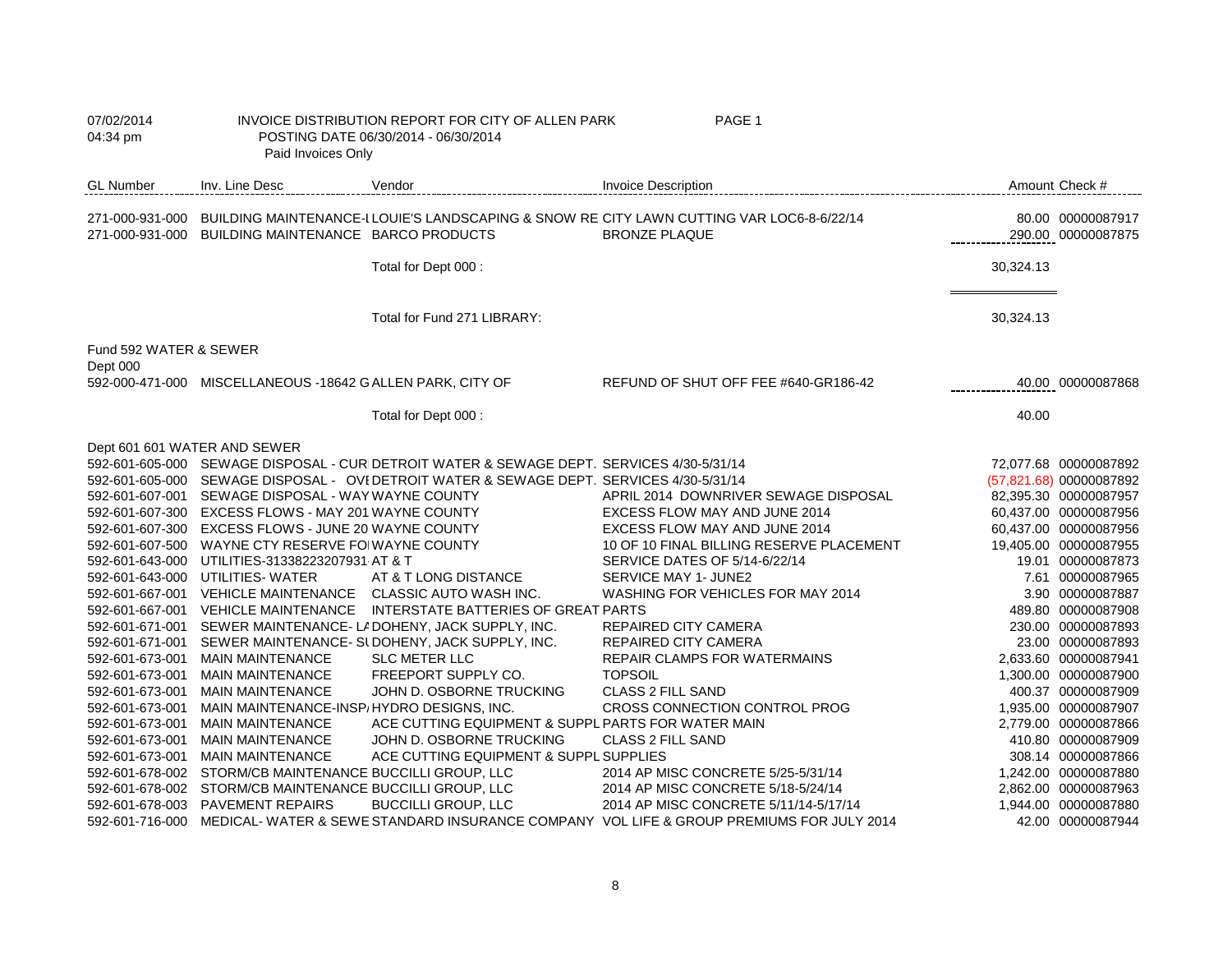07/02/2014 04:34 pm

INVOICE DISTRIBUTION REPORT FOR CITY OF ALLEN PARK
POSTING DATE 06/30/2014 - 06/30/2014
Paid Invoices Only

| GL Number | Inv. Line Desc | Vendor | Invoice Description | Amount | Check # |
|---|---|---|---|---|---|
| 271-000-931-000 | BUILDING MAINTENANCE-I | LOUIE'S LANDSCAPING & SNOW RE | CITY LAWN CUTTING VAR LOC6-8-6/22/14 | 80.00 | 00000087917 |
| 271-000-931-000 | BUILDING MAINTENANCE | BARCO PRODUCTS | BRONZE PLAQUE | 290.00 | 00000087875 |
| | | Total for Dept 000 : | | 30,324.13 | |
| | | Total for Fund 271 LIBRARY: | | 30,324.13 | |
| Fund 592 WATER & SEWER | | | | | |
| Dept 000 | | | | | |
| 592-000-471-000 | MISCELLANEOUS -18642 G | ALLEN PARK, CITY OF | REFUND OF SHUT OFF FEE #640-GR186-42 | 40.00 | 00000087868 |
| | | Total for Dept 000 : | | 40.00 | |
| Dept 601 601 WATER AND SEWER | | | | | |
| 592-601-605-000 | SEWAGE DISPOSAL - CUR | DETROIT WATER & SEWAGE DEPT. | SERVICES 4/30-5/31/14 | 72,077.68 | 00000087892 |
| 592-601-605-000 | SEWAGE DISPOSAL - OVI | DETROIT WATER & SEWAGE DEPT. | SERVICES 4/30-5/31/14 | (57,821.68) | 00000087892 |
| 592-601-607-001 | SEWAGE DISPOSAL - WAY | WAYNE COUNTY | APRIL 2014 DOWNRIVER SEWAGE DISPOSAL | 82,395.30 | 00000087957 |
| 592-601-607-300 | EXCESS FLOWS - MAY 201 | WAYNE COUNTY | EXCESS FLOW MAY AND JUNE 2014 | 60,437.00 | 00000087956 |
| 592-601-607-300 | EXCESS FLOWS - JUNE 20 | WAYNE COUNTY | EXCESS FLOW MAY AND JUNE 2014 | 60,437.00 | 00000087956 |
| 592-601-607-500 | WAYNE CTY RESERVE FO | WAYNE COUNTY | 10 OF 10 FINAL BILLING RESERVE PLACEMENT | 19,405.00 | 00000087955 |
| 592-601-643-000 | UTILITIES-31338223207931 | AT & T | SERVICE DATES OF 5/14-6/22/14 | 19.01 | 00000087873 |
| 592-601-643-000 | UTILITIES- WATER | AT & T LONG DISTANCE | SERVICE MAY 1- JUNE2 | 7.61 | 00000087965 |
| 592-601-667-001 | VEHICLE MAINTENANCE | CLASSIC AUTO WASH INC. | WASHING FOR VEHICLES FOR MAY 2014 | 3.90 | 00000087887 |
| 592-601-667-001 | VEHICLE MAINTENANCE | INTERSTATE BATTERIES OF GREAT | PARTS | 489.80 | 00000087908 |
| 592-601-671-001 | SEWER MAINTENANCE- LA | DOHENY, JACK SUPPLY, INC. | REPAIRED CITY CAMERA | 230.00 | 00000087893 |
| 592-601-671-001 | SEWER MAINTENANCE- SU | DOHENY, JACK SUPPLY, INC. | REPAIRED CITY CAMERA | 23.00 | 00000087893 |
| 592-601-673-001 | MAIN MAINTENANCE | SLC METER LLC | REPAIR CLAMPS FOR WATERMAINS | 2,633.60 | 00000087941 |
| 592-601-673-001 | MAIN MAINTENANCE | FREEPORT SUPPLY CO. | TOPSOIL | 1,300.00 | 00000087900 |
| 592-601-673-001 | MAIN MAINTENANCE | JOHN D. OSBORNE TRUCKING | CLASS 2 FILL SAND | 400.37 | 00000087909 |
| 592-601-673-001 | MAIN MAINTENANCE-INSP | HYDRO DESIGNS, INC. | CROSS CONNECTION CONTROL PROG | 1,935.00 | 00000087907 |
| 592-601-673-001 | MAIN MAINTENANCE | ACE CUTTING EQUIPMENT & SUPPL | PARTS FOR WATER MAIN | 2,779.00 | 00000087866 |
| 592-601-673-001 | MAIN MAINTENANCE | JOHN D. OSBORNE TRUCKING | CLASS 2 FILL SAND | 410.80 | 00000087909 |
| 592-601-673-001 | MAIN MAINTENANCE | ACE CUTTING EQUIPMENT & SUPPL | SUPPLIES | 308.14 | 00000087866 |
| 592-601-678-002 | STORM/CB MAINTENANCE | BUCCILLI GROUP, LLC | 2014 AP MISC CONCRETE 5/25-5/31/14 | 1,242.00 | 00000087880 |
| 592-601-678-002 | STORM/CB MAINTENANCE | BUCCILLI GROUP, LLC | 2014 AP MISC CONCRETE 5/18-5/24/14 | 2,862.00 | 00000087963 |
| 592-601-678-003 | PAVEMENT REPAIRS | BUCCILLI GROUP, LLC | 2014 AP MISC CONCRETE 5/11/14-5/17/14 | 1,944.00 | 00000087880 |
| 592-601-716-000 | MEDICAL- WATER & SEWE | STANDARD INSURANCE COMPANY | VOL LIFE & GROUP PREMIUMS FOR JULY 2014 | 42.00 | 00000087944 |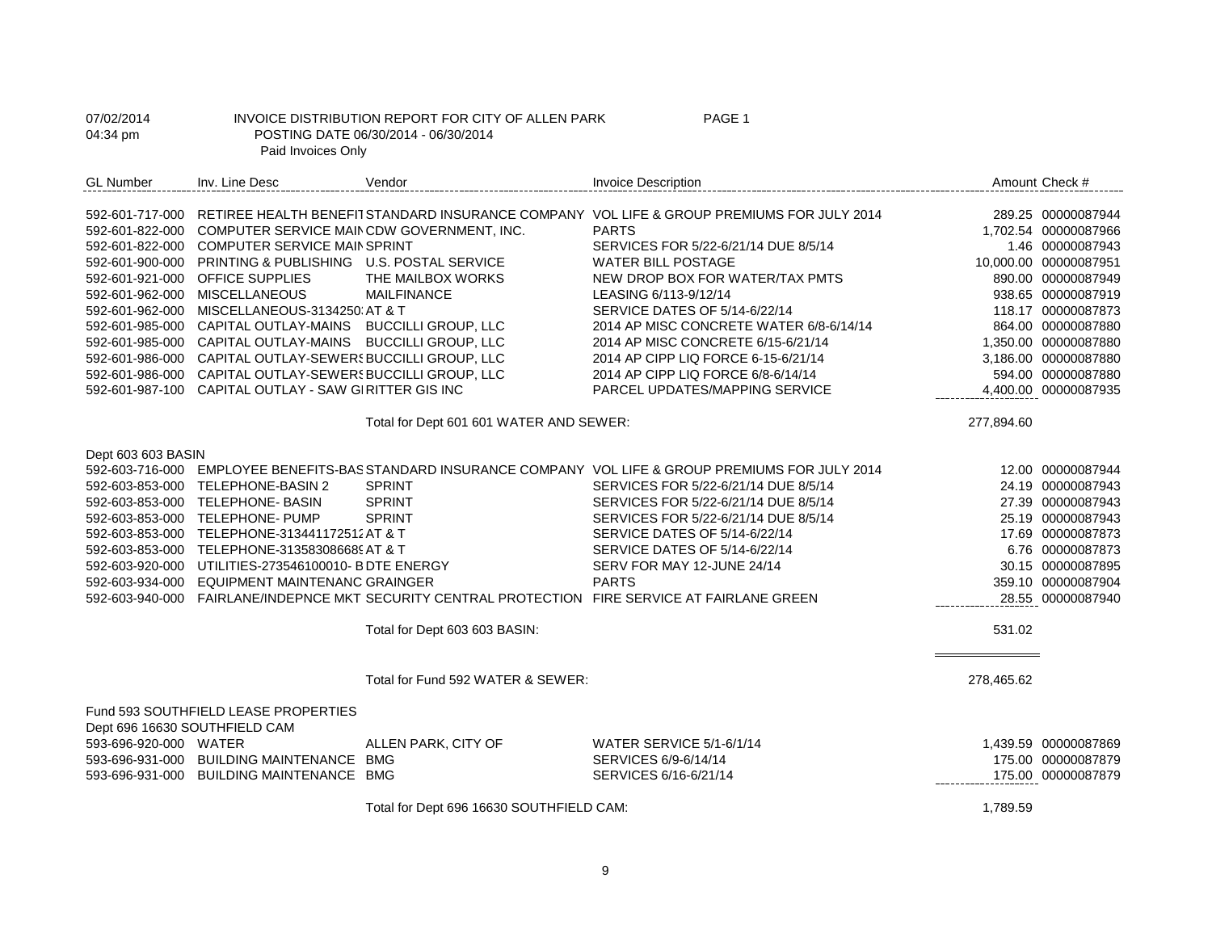07/02/2014 INVOICE DISTRIBUTION REPORT FOR CITY OF ALLEN PARK
04:34 pm POSTING DATE 06/30/2014 - 06/30/2014
Paid Invoices Only

| GL Number | Inv. Line Desc | Vendor | Invoice Description | Amount | Check # |
|---|---|---|---|---|---|
| 592-601-717-000 | RETIREE HEALTH BENEFIT | STANDARD INSURANCE COMPANY | VOL LIFE & GROUP PREMIUMS FOR JULY 2014 | 289.25 | 00000087944 |
| 592-601-822-000 | COMPUTER SERVICE MAIN | CDW GOVERNMENT, INC. | PARTS | 1,702.54 | 00000087966 |
| 592-601-822-000 | COMPUTER SERVICE MAIN | SPRINT | SERVICES FOR 5/22-6/21/14 DUE 8/5/14 | 1.46 | 00000087943 |
| 592-601-900-000 | PRINTING & PUBLISHING | U.S. POSTAL SERVICE | WATER BILL POSTAGE | 10,000.00 | 00000087951 |
| 592-601-921-000 | OFFICE SUPPLIES | THE MAILBOX WORKS | NEW DROP BOX FOR WATER/TAX PMTS | 890.00 | 00000087949 |
| 592-601-962-000 | MISCELLANEOUS | MAILFINANCE | LEASING 6/113-9/12/14 | 938.65 | 00000087919 |
| 592-601-962-000 | MISCELLANEOUS-3134250 | AT & T | SERVICE DATES OF 5/14-6/22/14 | 118.17 | 00000087873 |
| 592-601-985-000 | CAPITAL OUTLAY-MAINS | BUCCILLI GROUP, LLC | 2014 AP MISC CONCRETE WATER 6/8-6/14/14 | 864.00 | 00000087880 |
| 592-601-985-000 | CAPITAL OUTLAY-MAINS | BUCCILLI GROUP, LLC | 2014 AP MISC CONCRETE 6/15-6/21/14 | 1,350.00 | 00000087880 |
| 592-601-986-000 | CAPITAL OUTLAY-SEWERS | BUCCILLI GROUP, LLC | 2014 AP CIPP LIQ FORCE 6-15-6/21/14 | 3,186.00 | 00000087880 |
| 592-601-986-000 | CAPITAL OUTLAY-SEWERS | BUCCILLI GROUP, LLC | 2014 AP CIPP LIQ FORCE 6/8-6/14/14 | 594.00 | 00000087880 |
| 592-601-987-100 | CAPITAL OUTLAY - SAW GI | RITTER GIS INC | PARCEL UPDATES/MAPPING SERVICE | 4,400.00 | 00000087935 |
| | | Total for Dept 601 601 WATER AND SEWER: | | 277,894.60 | |
| Dept 603 603 BASIN | | | | | |
| 592-603-716-000 | EMPLOYEE BENEFITS-BAS | STANDARD INSURANCE COMPANY | VOL LIFE & GROUP PREMIUMS FOR JULY 2014 | 12.00 | 00000087944 |
| 592-603-853-000 | TELEPHONE-BASIN 2 | SPRINT | SERVICES FOR 5/22-6/21/14 DUE 8/5/14 | 24.19 | 00000087943 |
| 592-603-853-000 | TELEPHONE- BASIN | SPRINT | SERVICES FOR 5/22-6/21/14 DUE 8/5/14 | 27.39 | 00000087943 |
| 592-603-853-000 | TELEPHONE- PUMP | SPRINT | SERVICES FOR 5/22-6/21/14 DUE 8/5/14 | 25.19 | 00000087943 |
| 592-603-853-000 | TELEPHONE-313441172512 | AT & T | SERVICE DATES OF 5/14-6/22/14 | 17.69 | 00000087873 |
| 592-603-853-000 | TELEPHONE-313583086689 | AT & T | SERVICE DATES OF 5/14-6/22/14 | 6.76 | 00000087873 |
| 592-603-920-000 | UTILITIES-273546100010- B | DTE ENERGY | SERV FOR MAY 12-JUNE 24/14 | 30.15 | 00000087895 |
| 592-603-934-000 | EQUIPMENT MAINTENANC | GRAINGER | PARTS | 359.10 | 00000087904 |
| 592-603-940-000 | FAIRLANE/INDEPNCE MKT | SECURITY CENTRAL PROTECTION | FIRE SERVICE AT FAIRLANE GREEN | 28.55 | 00000087940 |
| | | Total for Dept 603 603 BASIN: | | 531.02 | |
| | | Total for Fund 592 WATER & SEWER: | | 278,465.62 | |
| Fund 593 SOUTHFIELD LEASE PROPERTIES | | | | | |
| Dept 696 16630 SOUTHFIELD CAM | | | | | |
| 593-696-920-000 | WATER | ALLEN PARK, CITY OF | WATER SERVICE 5/1-6/1/14 | 1,439.59 | 00000087869 |
| 593-696-931-000 | BUILDING MAINTENANCE | BMG | SERVICES 6/9-6/14/14 | 175.00 | 00000087879 |
| 593-696-931-000 | BUILDING MAINTENANCE | BMG | SERVICES 6/16-6/21/14 | 175.00 | 00000087879 |
| | | Total for Dept 696 16630 SOUTHFIELD CAM: | | 1,789.59 | |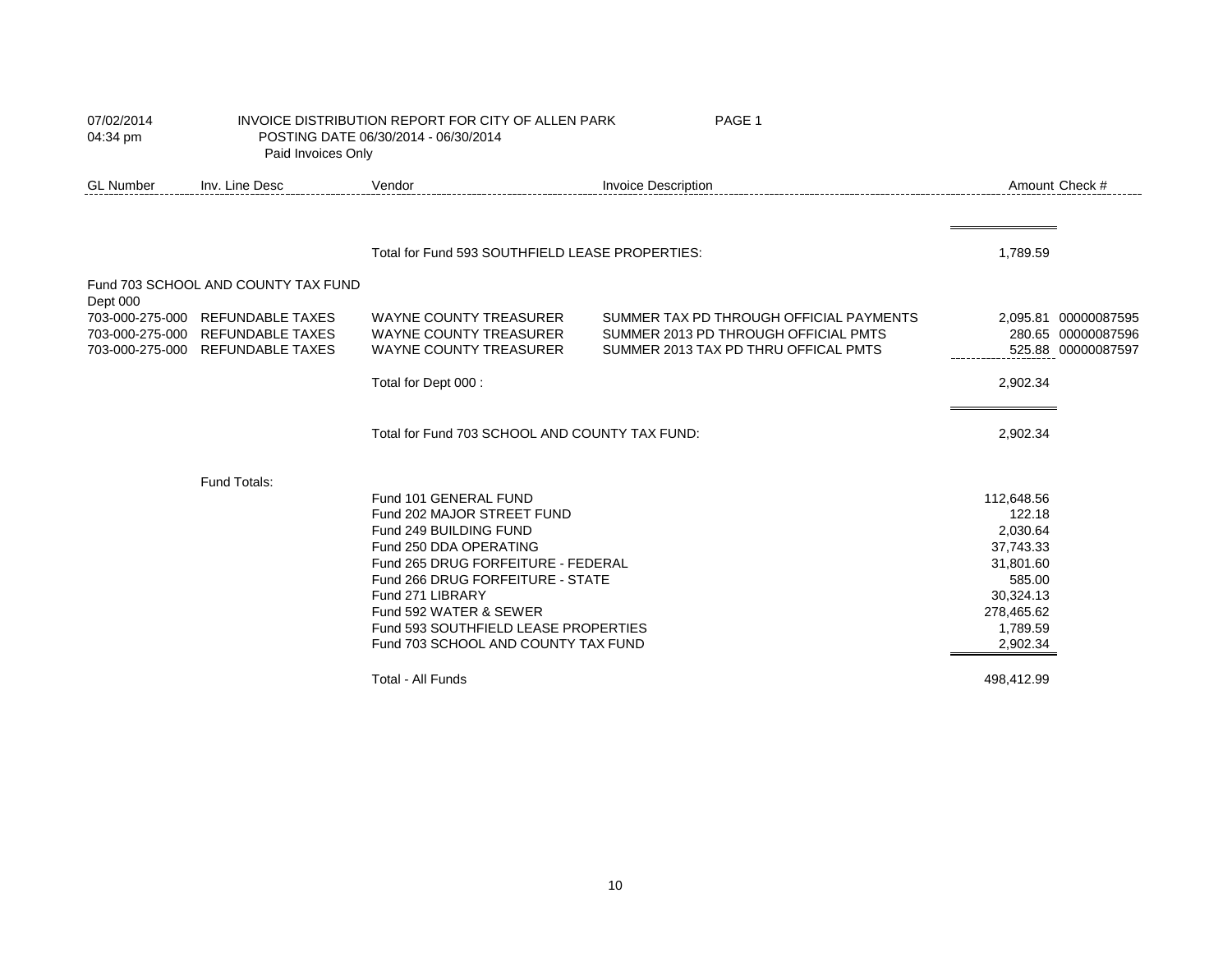07/02/2014 INVOICE DISTRIBUTION REPORT FOR CITY OF ALLEN PARK
04:34 pm POSTING DATE 06/30/2014 - 06/30/2014
Paid Invoices Only

| GL Number | Inv. Line Desc | Vendor | Invoice Description | Amount | Check # |
|---|---|---|---|---|---|
| | | Total for Fund 593 SOUTHFIELD LEASE PROPERTIES: | | 1,789.59 | |
| Fund 703 SCHOOL AND COUNTY TAX FUND | | | | | |
| Dept 000 | | | | | |
| 703-000-275-000 | REFUNDABLE TAXES | WAYNE COUNTY TREASURER | SUMMER TAX PD THROUGH OFFICIAL PAYMENTS | 2,095.81 | 00000087595 |
| 703-000-275-000 | REFUNDABLE TAXES | WAYNE COUNTY TREASURER | SUMMER 2013 PD THROUGH OFFICIAL PMTS | 280.65 | 00000087596 |
| 703-000-275-000 | REFUNDABLE TAXES | WAYNE COUNTY TREASURER | SUMMER 2013 TAX PD THRU OFFICAL PMTS | 525.88 | 00000087597 |
| | | Total for Dept 000 : | | 2,902.34 | |
| | | Total for Fund 703 SCHOOL AND COUNTY TAX FUND: | | 2,902.34 | |

Fund Totals:

| Fund | Amount |
|---|---|
| Fund 101 GENERAL FUND | 112,648.56 |
| Fund 202 MAJOR STREET FUND | 122.18 |
| Fund 249 BUILDING FUND | 2,030.64 |
| Fund 250 DDA OPERATING | 37,743.33 |
| Fund 265 DRUG FORFEITURE - FEDERAL | 31,801.60 |
| Fund 266 DRUG FORFEITURE - STATE | 585.00 |
| Fund 271 LIBRARY | 30,324.13 |
| Fund 592 WATER & SEWER | 278,465.62 |
| Fund 593 SOUTHFIELD LEASE PROPERTIES | 1,789.59 |
| Fund 703 SCHOOL AND COUNTY TAX FUND | 2,902.34 |
| Total - All Funds | 498,412.99 |